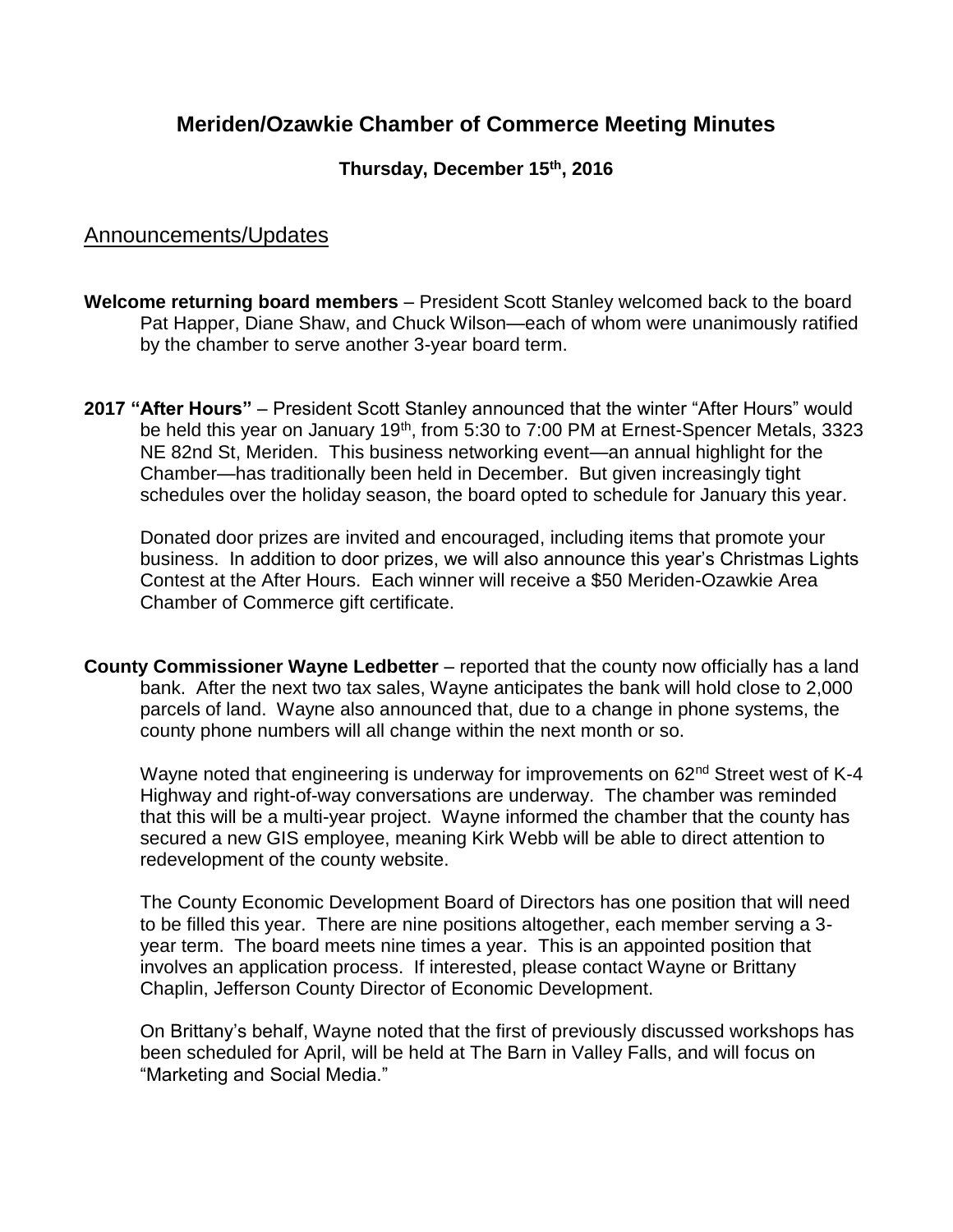# Meriden/Ozawkie Chamber of Commerce Meeting Minutes

**Thursday, December 15th, 2016**

## Announcements/Updates

**Welcome returning board members** – President Scott Stanley welcomed back to the board Pat Happer, Diane Shaw, and Chuck Wilson—each of whom were unanimously ratified by the chamber to serve another 3-year board term.

**2017 "After Hours"** – President Scott Stanley announced that the winter "After Hours" would be held this year on January 19th, from 5:30 to 7:00 PM at Ernest-Spencer Metals, 3323 NE 82nd St, Meriden. This business networking event—an annual highlight for the Chamber—has traditionally been held in December. But given increasingly tight schedules over the holiday season, the board opted to schedule for January this year.

Donated door prizes are invited and encouraged, including items that promote your business. In addition to door prizes, we will also announce this year's Christmas Lights Contest at the After Hours. Each winner will receive a $50 Meriden-Ozawkie Area Chamber of Commerce gift certificate.

**County Commissioner Wayne Ledbetter** – reported that the county now officially has a land bank. After the next two tax sales, Wayne anticipates the bank will hold close to 2,000 parcels of land. Wayne also announced that, due to a change in phone systems, the county phone numbers will all change within the next month or so.

Wayne noted that engineering is underway for improvements on 62nd Street west of K-4 Highway and right-of-way conversations are underway. The chamber was reminded that this will be a multi-year project. Wayne informed the chamber that the county has secured a new GIS employee, meaning Kirk Webb will be able to direct attention to redevelopment of the county website.

The County Economic Development Board of Directors has one position that will need to be filled this year. There are nine positions altogether, each member serving a 3-year term. The board meets nine times a year. This is an appointed position that involves an application process. If interested, please contact Wayne or Brittany Chaplin, Jefferson County Director of Economic Development.

On Brittany's behalf, Wayne noted that the first of previously discussed workshops has been scheduled for April, will be held at The Barn in Valley Falls, and will focus on "Marketing and Social Media."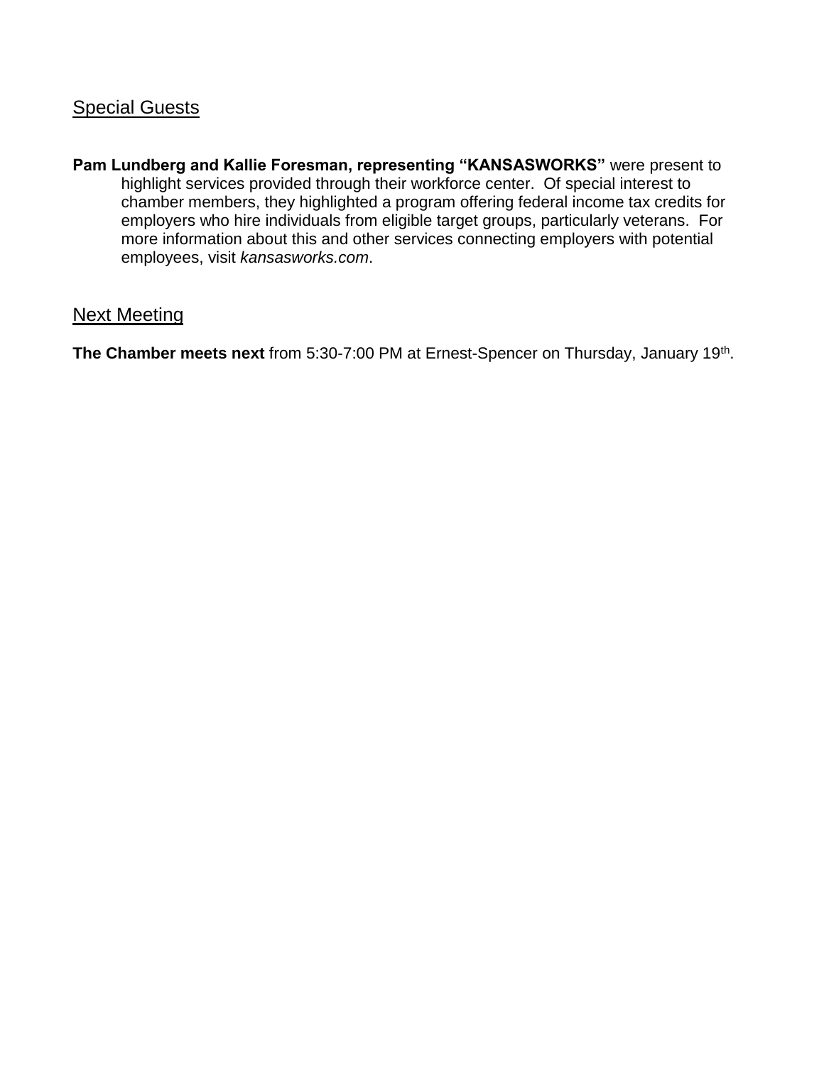## Special Guests

**Pam Lundberg and Kallie Foresman, representing "KANSASWORKS"** were present to highlight services provided through their workforce center. Of special interest to chamber members, they highlighted a program offering federal income tax credits for employers who hire individuals from eligible target groups, particularly veterans. For more information about this and other services connecting employers with potential employees, visit *kansasworks.com*.

## Next Meeting

**The Chamber meets next** from 5:30-7:00 PM at Ernest-Spencer on Thursday, January 19th.